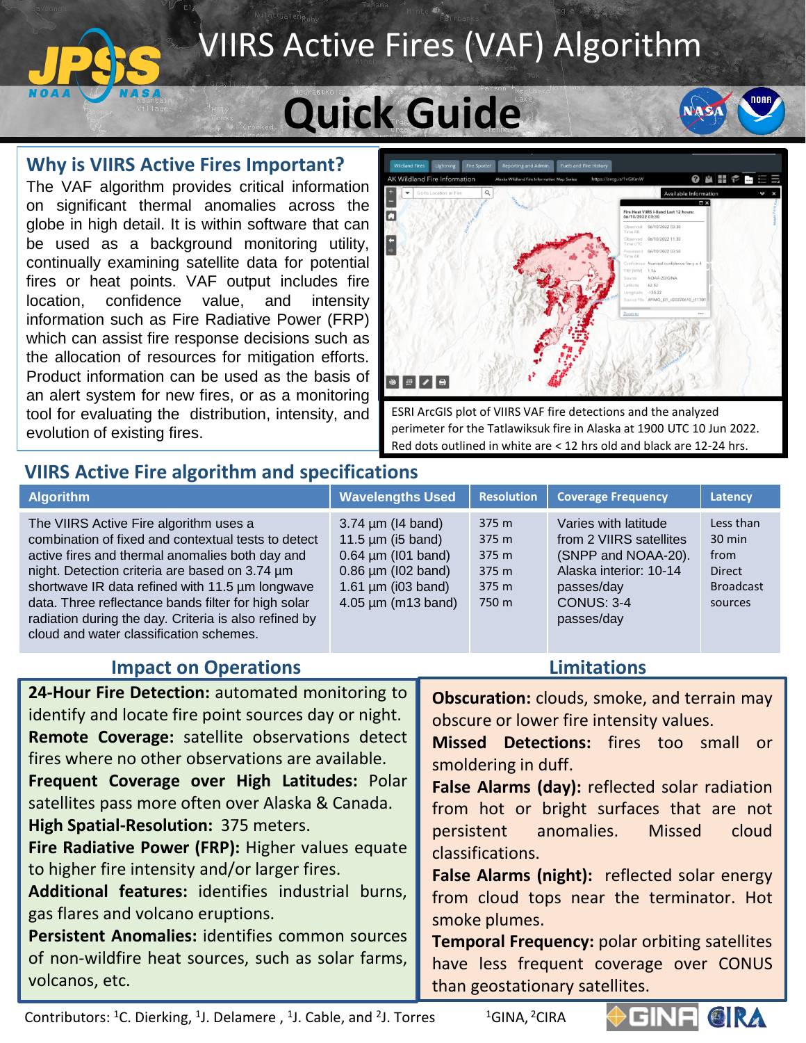# VIIRS Active Fires (VAF) Algorithm

# Quick Guide

## Why is VIIRS Active Fires Important?

The VAF algorithm provides critical information on significant thermal anomalies across the globe in high detail. It is within software that can be used as a background monitoring utility, continually examining satellite data for potential fires or heat points. VAF output includes fire location, confidence value, and intensity information such as Fire Radiative Power (FRP) which can assist fire response decisions such as the allocation of resources for mitigation efforts. Product information can be used as the basis of an alert system for new fires, or as a monitoring tool for evaluating the distribution, intensity, and evolution of existing fires.

ESRI ArcGIS plot of VIIRS VAF fire detections and the analyzed perimeter for the Tatlawiksuk fire in Alaska at 1900 UTC 10 Jun 2022. Red dots outlined in white are < 12 hrs old and black are 12-24 hrs.

## VIIRS Active Fire algorithm and specifications

| Algorithm | Wavelengths Used | Resolution | Coverage Frequency | Latency |
|---|---|---|---|---|
| The VIIRS Active Fire algorithm uses a combination of fixed and contextual tests to detect active fires and thermal anomalies both day and night. Detection criteria are based on 3.74 µm shortwave IR data refined with 11.5 µm longwave data. Three reflectance bands filter for high solar radiation during the day. Criteria is also refined by cloud and water classification schemes. | 3.74 µm (I4 band)<br>11.5 µm (i5 band)<br>0.64 µm (I01 band)<br>0.86 µm (I02 band)<br>1.61 µm (i03 band)<br>4.05 µm (m13 band) | 375 m<br>375 m<br>375 m<br>375 m<br>375 m<br>750 m | Varies with latitude from 2 VIIRS satellites (SNPP and NOAA-20). Alaska interior: 10-14 passes/day CONUS: 3-4 passes/day | Less than 30 min from Direct Broadcast sources |

## Impact on Operations

**24-Hour Fire Detection:** automated monitoring to identify and locate fire point sources day or night.
**Remote Coverage:** satellite observations detect fires where no other observations are available.
**Frequent Coverage over High Latitudes:** Polar satellites pass more often over Alaska & Canada.
**High Spatial-Resolution:** 375 meters.
**Fire Radiative Power (FRP):** Higher values equate to higher fire intensity and/or larger fires.
**Additional features:** identifies industrial burns, gas flares and volcano eruptions.
**Persistent Anomalies:** identifies common sources of non-wildfire heat sources, such as solar farms, volcanos, etc.

## Limitations

**Obscuration:** clouds, smoke, and terrain may obscure or lower fire intensity values.
**Missed Detections:** fires too small or smoldering in duff.
**False Alarms (day):** reflected solar radiation from hot or bright surfaces that are not persistent anomalies. Missed cloud classifications.
**False Alarms (night):** reflected solar energy from cloud tops near the terminator. Hot smoke plumes.
**Temporal Frequency:** polar orbiting satellites have less frequent coverage over CONUS than geostationary satellites.

Contributors: [1]C. Dierking, [1]J. Delamere, [1]J. Cable, and [2]J. Torres  [1]GINA, [2]CIRA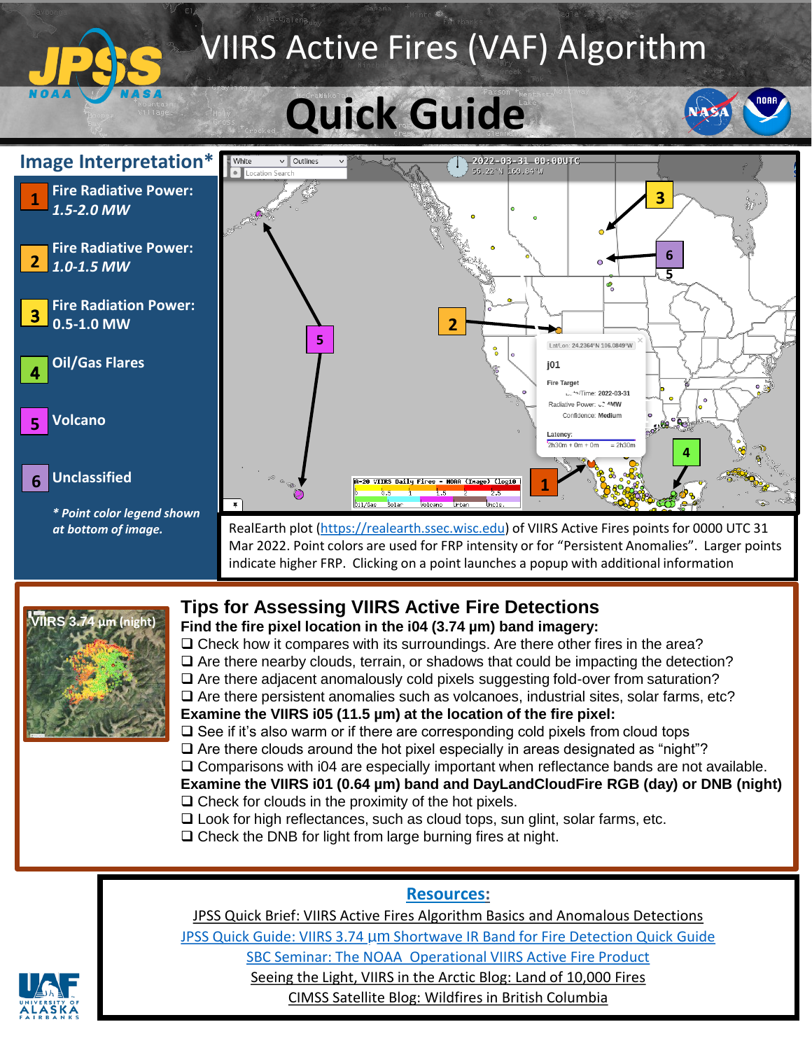# VIIRS Active Fires (VAF) Algorithm

# Quick Guide

## Image Interpretation*

1 **Fire Radiative Power:** ***1.5-2.0 MW***

2 **Fire Radiative Power:** ***1.0-1.5 MW***

3 **Fire Radiation Power: 0.5-1.0 MW**

4 **Oil/Gas Flares**

5 **Volcano**

6 **Unclassified**

***\* Point color legend shown at bottom of image.***

RealEarth plot (https://realearth.ssec.wisc.edu) of VIIRS Active Fires points for 0000 UTC 31 Mar 2022. Point colors are used for FRP intensity or for "Persistent Anomalies". Larger points indicate higher FRP. Clicking on a point launches a popup with additional information

## Tips for Assessing VIIRS Active Fire Detections

**Find the fire pixel location in the i04 (3.74 µm) band imagery:**

- ❑ Check how it compares with its surroundings. Are there other fires in the area?
- ❑ Are there nearby clouds, terrain, or shadows that could be impacting the detection?
- ❑ Are there adjacent anomalously cold pixels suggesting fold-over from saturation?
- ❑ Are there persistent anomalies such as volcanoes, industrial sites, solar farms, etc?

**Examine the VIIRS i05 (11.5 µm) at the location of the fire pixel:**

- ❑ See if it's also warm or if there are corresponding cold pixels from cloud tops
- ❑ Are there clouds around the hot pixel especially in areas designated as "night"?
- ❑ Comparisons with i04 are especially important when reflectance bands are not available.

**Examine the VIIRS i01 (0.64 µm) band and DayLandCloudFire RGB (day) or DNB (night)**

- ❑ Check for clouds in the proximity of the hot pixels.
- ❑ Look for high reflectances, such as cloud tops, sun glint, solar farms, etc.
- ❑ Check the DNB for light from large burning fires at night.

## Resources:

JPSS Quick Brief: VIIRS Active Fires Algorithm Basics and Anomalous Detections

JPSS Quick Guide: VIIRS 3.74 µm Shortwave IR Band for Fire Detection Quick Guide

SBC Seminar: The NOAA Operational VIIRS Active Fire Product

Seeing the Light, VIIRS in the Arctic Blog: Land of 10,000 Fires

CIMSS Satellite Blog: Wildfires in British Columbia